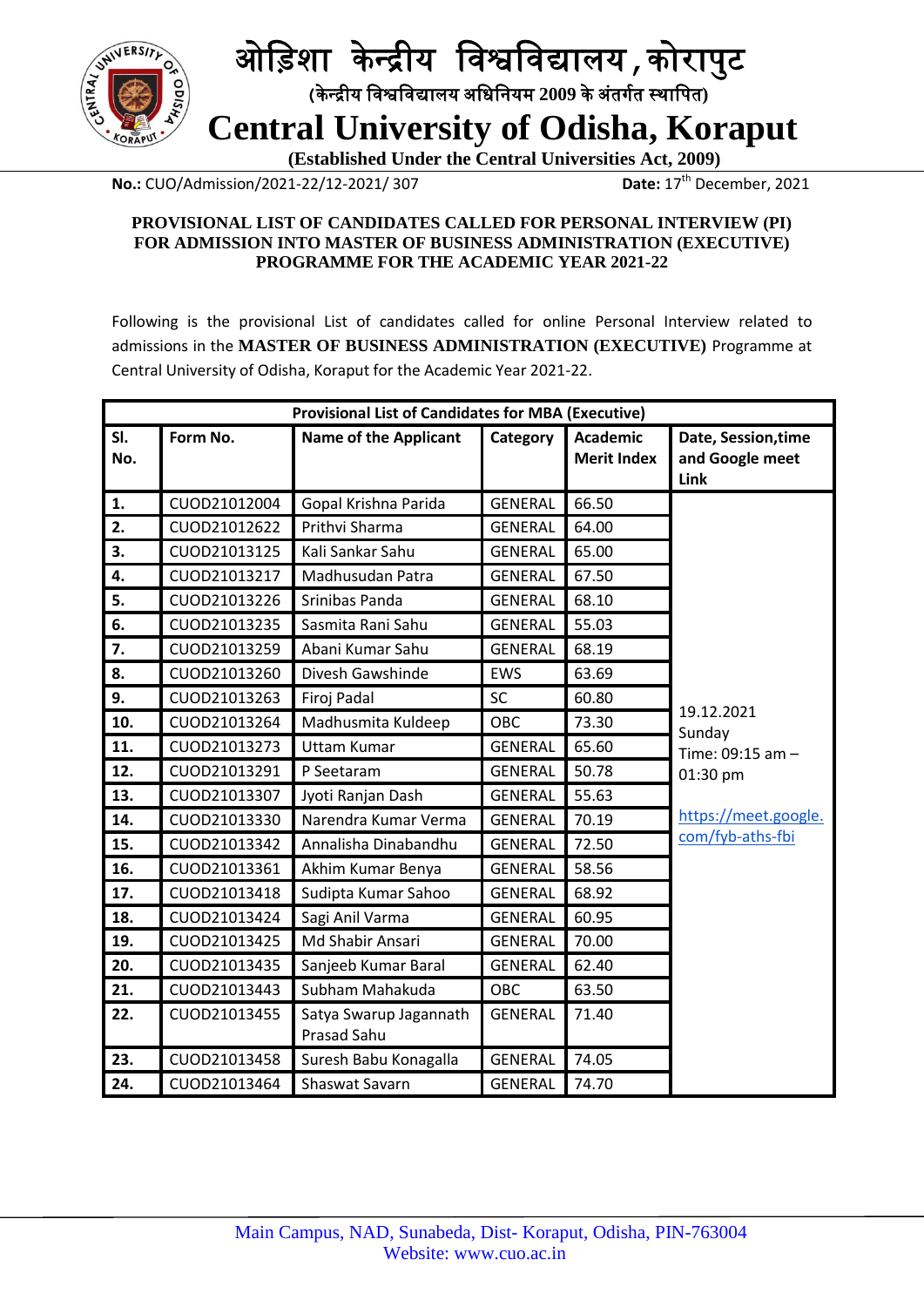# ओड़िशा केन्द्रीय विश्वविद्यालय, कोरापुट

(केन्द्रीय विश्वविद्यालय अधिनियम 2009 के अंतर्गत स्थापित)

# Central University of Odisha, Koraput

**(Established Under the Central Universities Act, 2009)**

**No.:** CUO/Admission/2021-22/12-2021/ 307 **Date:** 17th December, 2021

**PROVISIONAL LIST OF CANDIDATES CALLED FOR PERSONAL INTERVIEW (PI) FOR ADMISSION INTO MASTER OF BUSINESS ADMINISTRATION (EXECUTIVE) PROGRAMME FOR THE ACADEMIC YEAR 2021-22**

Following is the provisional List of candidates called for online Personal Interview related to admissions in the **MASTER OF BUSINESS ADMINISTRATION (EXECUTIVE)** Programme at Central University of Odisha, Koraput for the Academic Year 2021-22.

| **Provisional List of Candidates for MBA (Executive)** | | | | | |
|---|---|---|---|---|---|
| **Sl. No.** | **Form No.** | **Name of the Applicant** | **Category** | **Academic Merit Index** | **Date, Session,time and Google meet Link** |
| **1.** | CUOD21012004 | Gopal Krishna Parida | GENERAL | 66.50 | 19.12.2021 Sunday Time: 09:15 am – 01:30 pm https://meet.google.com/fyb-aths-fbi |
| **2.** | CUOD21012622 | Prithvi Sharma | GENERAL | 64.00 | |
| **3.** | CUOD21013125 | Kali Sankar Sahu | GENERAL | 65.00 | |
| **4.** | CUOD21013217 | Madhusudan Patra | GENERAL | 67.50 | |
| **5.** | CUOD21013226 | Srinibas Panda | GENERAL | 68.10 | |
| **6.** | CUOD21013235 | Sasmita Rani Sahu | GENERAL | 55.03 | |
| **7.** | CUOD21013259 | Abani Kumar Sahu | GENERAL | 68.19 | |
| **8.** | CUOD21013260 | Divesh Gawshinde | EWS | 63.69 | |
| **9.** | CUOD21013263 | Firoj Padal | SC | 60.80 | |
| **10.** | CUOD21013264 | Madhusmita Kuldeep | OBC | 73.30 | |
| **11.** | CUOD21013273 | Uttam Kumar | GENERAL | 65.60 | |
| **12.** | CUOD21013291 | P Seetaram | GENERAL | 50.78 | |
| **13.** | CUOD21013307 | Jyoti Ranjan Dash | GENERAL | 55.63 | |
| **14.** | CUOD21013330 | Narendra Kumar Verma | GENERAL | 70.19 | |
| **15.** | CUOD21013342 | Annalisha Dinabandhu | GENERAL | 72.50 | |
| **16.** | CUOD21013361 | Akhim Kumar Benya | GENERAL | 58.56 | |
| **17.** | CUOD21013418 | Sudipta Kumar Sahoo | GENERAL | 68.92 | |
| **18.** | CUOD21013424 | Sagi Anil Varma | GENERAL | 60.95 | |
| **19.** | CUOD21013425 | Md Shabir Ansari | GENERAL | 70.00 | |
| **20.** | CUOD21013435 | Sanjeeb Kumar Baral | GENERAL | 62.40 | |
| **21.** | CUOD21013443 | Subham Mahakuda | OBC | 63.50 | |
| **22.** | CUOD21013455 | Satya Swarup Jagannath Prasad Sahu | GENERAL | 71.40 | |
| **23.** | CUOD21013458 | Suresh Babu Konagalla | GENERAL | 74.05 | |
| **24.** | CUOD21013464 | Shaswat Savarn | GENERAL | 74.70 | |

Main Campus, NAD, Sunabeda, Dist- Koraput, Odisha, PIN-763004
Website: www.cuo.ac.in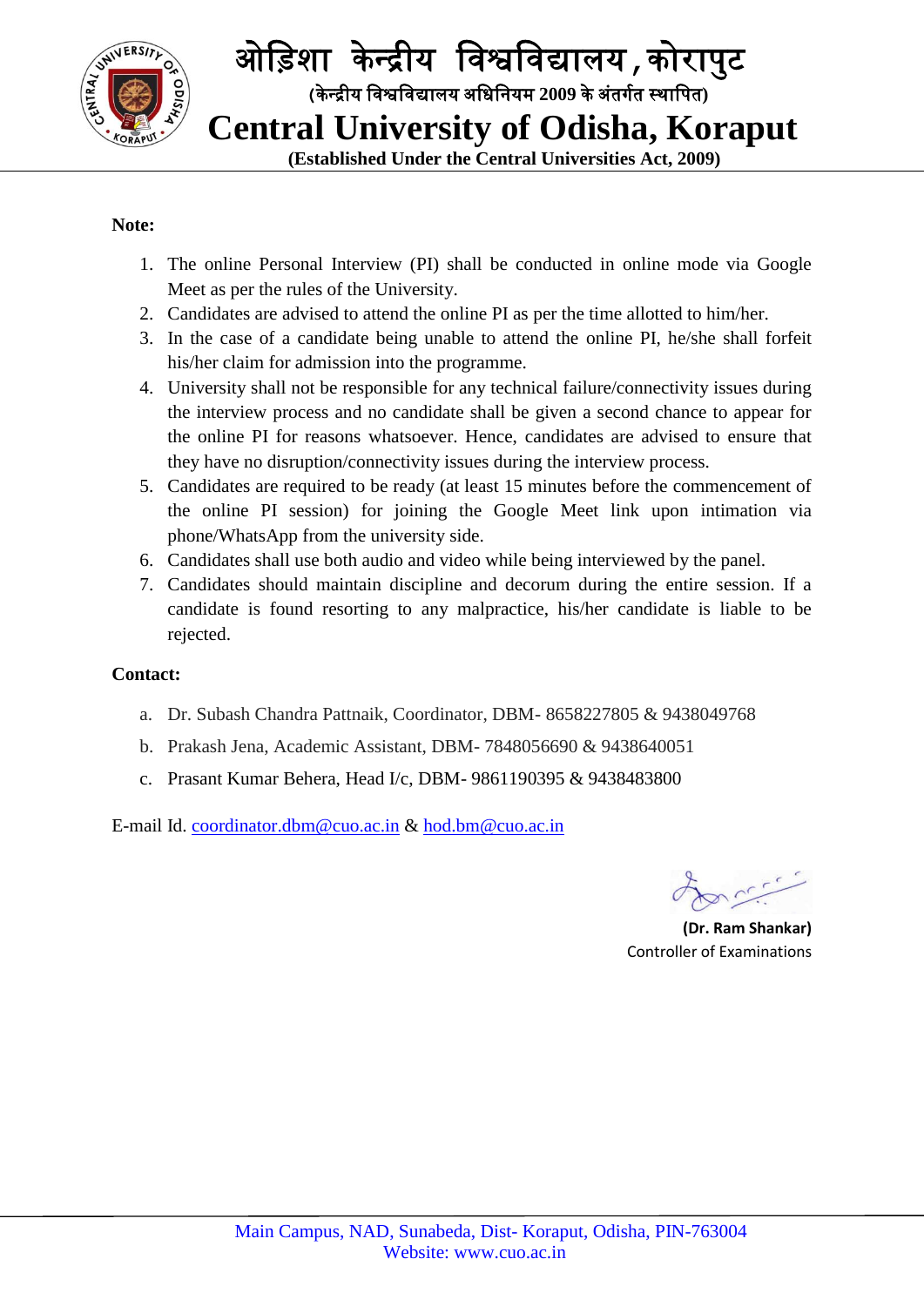**Note:**

1. The online Personal Interview (PI) shall be conducted in online mode via Google Meet as per the rules of the University.
2. Candidates are advised to attend the online PI as per the time allotted to him/her.
3. In the case of a candidate being unable to attend the online PI, he/she shall forfeit his/her claim for admission into the programme.
4. University shall not be responsible for any technical failure/connectivity issues during the interview process and no candidate shall be given a second chance to appear for the online PI for reasons whatsoever. Hence, candidates are advised to ensure that they have no disruption/connectivity issues during the interview process.
5. Candidates are required to be ready (at least 15 minutes before the commencement of the online PI session) for joining the Google Meet link upon intimation via phone/WhatsApp from the university side.
6. Candidates shall use both audio and video while being interviewed by the panel.
7. Candidates should maintain discipline and decorum during the entire session. If a candidate is found resorting to any malpractice, his/her candidate is liable to be rejected.

**Contact:**

a. Dr. Subash Chandra Pattnaik, Coordinator, DBM- 8658227805 & 9438049768

b. Prakash Jena, Academic Assistant, DBM- 7848056690 & 9438640051

c. Prasant Kumar Behera, Head I/c, DBM- 9861190395 & 9438483800

E-mail Id. coordinator.dbm@cuo.ac.in & hod.bm@cuo.ac.in

**(Dr. Ram Shankar)**
Controller of Examinations